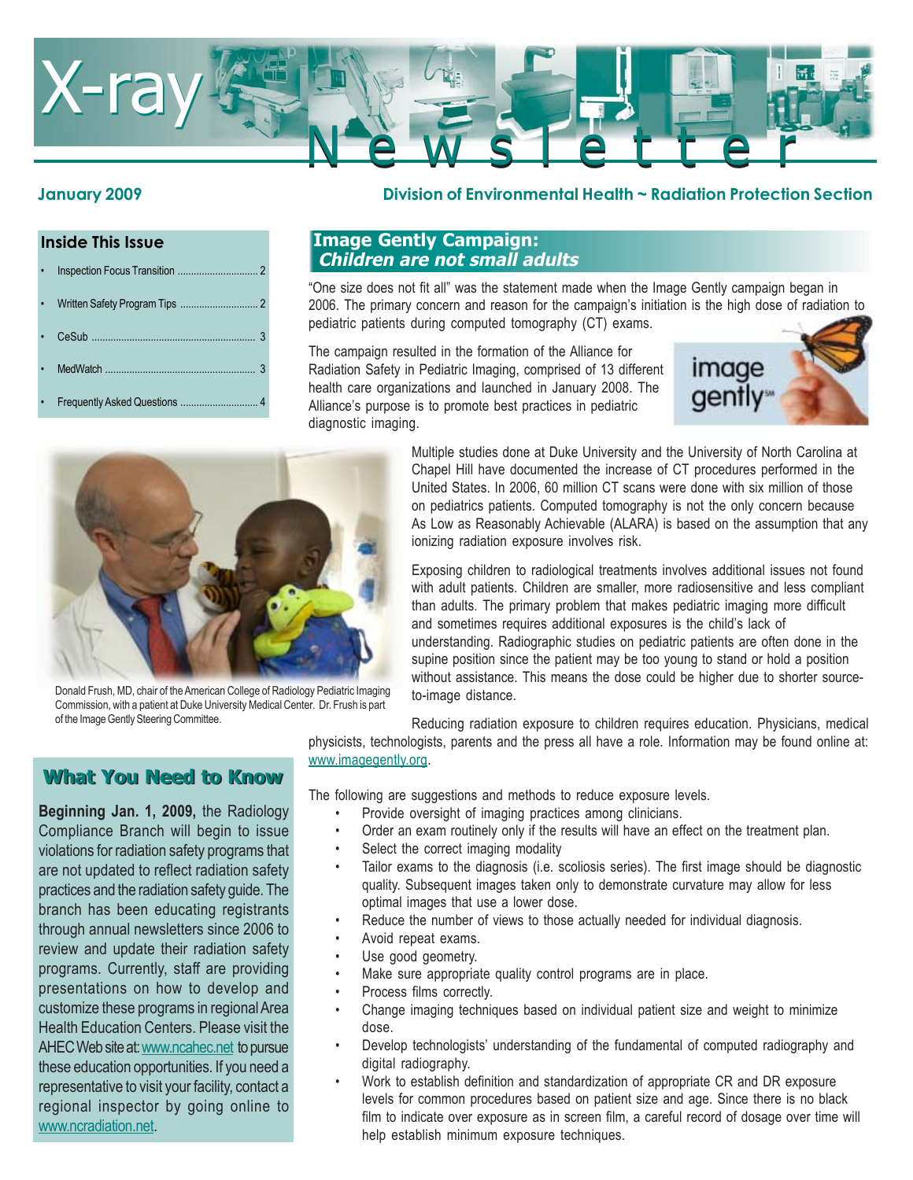# X-ray Newsletter

**January 2009** — **Division of Environmental Health ~ Radiation Protection Section**

## Inside This Issue

- Inspection Focus Transition ... 2
- Written Safety Program Tips ... 2
- CeSub ... 3
- MedWatch ... 3
- Frequently Asked Questions ... 4

## Image Gently Campaign: *Children are not small adults*

"One size does not fit all" was the statement made when the Image Gently campaign began in 2006. The primary concern and reason for the campaign's initiation is the high dose of radiation to pediatric patients during computed tomography (CT) exams.

The campaign resulted in the formation of the Alliance for Radiation Safety in Pediatric Imaging, comprised of 13 different health care organizations and launched in January 2008. The Alliance's purpose is to promote best practices in pediatric diagnostic imaging.

Multiple studies done at Duke University and the University of North Carolina at Chapel Hill have documented the increase of CT procedures performed in the United States. In 2006, 60 million CT scans were done with six million of those on pediatrics patients. Computed tomography is not the only concern because As Low as Reasonably Achievable (ALARA) is based on the assumption that any ionizing radiation exposure involves risk.

Exposing children to radiological treatments involves additional issues not found with adult patients. Children are smaller, more radiosensitive and less compliant than adults. The primary problem that makes pediatric imaging more difficult and sometimes requires additional exposures is the child's lack of understanding. Radiographic studies on pediatric patients are often done in the supine position since the patient may be too young to stand or hold a position without assistance. This means the dose could be higher due to shorter source-to-image distance.

Donald Frush, MD, chair of the American College of Radiology Pediatric Imaging Commission, with a patient at Duke University Medical Center. Dr. Frush is part of the Image Gently Steering Committee.

Reducing radiation exposure to children requires education. Physicians, medical physicists, technologists, parents and the press all have a role. Information may be found online at: www.imagegently.org.

The following are suggestions and methods to reduce exposure levels.

- Provide oversight of imaging practices among clinicians.
- Order an exam routinely only if the results will have an effect on the treatment plan.
- Select the correct imaging modality
- Tailor exams to the diagnosis (i.e. scoliosis series). The first image should be diagnostic quality. Subsequent images taken only to demonstrate curvature may allow for less optimal images that use a lower dose.
- Reduce the number of views to those actually needed for individual diagnosis.
- Avoid repeat exams.
- Use good geometry.
- Make sure appropriate quality control programs are in place.
- Process films correctly.
- Change imaging techniques based on individual patient size and weight to minimize dose.
- Develop technologists' understanding of the fundamental of computed radiography and digital radiography.
- Work to establish definition and standardization of appropriate CR and DR exposure levels for common procedures based on patient size and age. Since there is no black film to indicate over exposure as in screen film, a careful record of dosage over time will help establish minimum exposure techniques.

## What You Need to Know

**Beginning Jan. 1, 2009,** the Radiology Compliance Branch will begin to issue violations for radiation safety programs that are not updated to reflect radiation safety practices and the radiation safety guide. The branch has been educating registrants through annual newsletters since 2006 to review and update their radiation safety programs. Currently, staff are providing presentations on how to develop and customize these programs in regional Area Health Education Centers. Please visit the AHEC Web site at: www.ncahec.net to pursue these education opportunities. If you need a representative to visit your facility, contact a regional inspector by going online to www.ncradiation.net.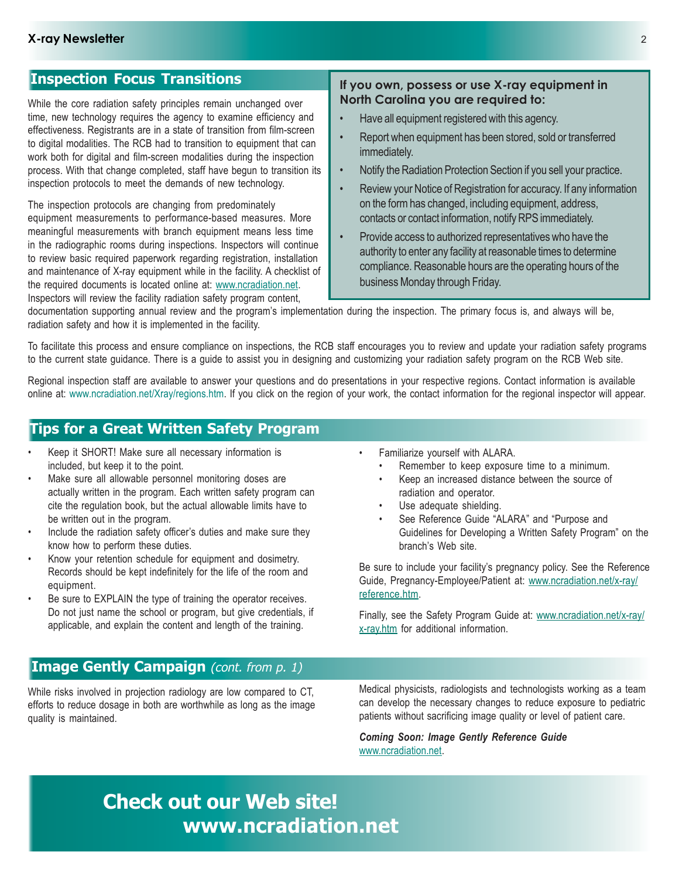## Inspection Focus Transitions

While the core radiation safety principles remain unchanged over time, new technology requires the agency to examine efficiency and effectiveness. Registrants are in a state of transition from film-screen to digital modalities. The RCB had to transition to equipment that can work both for digital and film-screen modalities during the inspection process. With that change completed, staff have begun to transition its inspection protocols to meet the demands of new technology.

The inspection protocols are changing from predominately equipment measurements to performance-based measures. More meaningful measurements with branch equipment means less time in the radiographic rooms during inspections. Inspectors will continue to review basic required paperwork regarding registration, installation and maintenance of X-ray equipment while in the facility. A checklist of the required documents is located online at: www.ncradiation.net. Inspectors will review the facility radiation safety program content, documentation supporting annual review and the program's implementation during the inspection. The primary focus is, and always will be, radiation safety and how it is implemented in the facility.

To facilitate this process and ensure compliance on inspections, the RCB staff encourages you to review and update your radiation safety programs to the current state guidance. There is a guide to assist you in designing and customizing your radiation safety program on the RCB Web site.

Regional inspection staff are available to answer your questions and do presentations in your respective regions. Contact information is available online at: www.ncradiation.net/Xray/regions.htm. If you click on the region of your work, the contact information for the regional inspector will appear.

**If you own, possess or use X-ray equipment in North Carolina you are required to:**

- Have all equipment registered with this agency.
- Report when equipment has been stored, sold or transferred immediately.
- Notify the Radiation Protection Section if you sell your practice.
- Review your Notice of Registration for accuracy. If any information on the form has changed, including equipment, address, contacts or contact information, notify RPS immediately.
- Provide access to authorized representatives who have the authority to enter any facility at reasonable times to determine compliance. Reasonable hours are the operating hours of the business Monday through Friday.

## Tips for a Great Written Safety Program

- Keep it SHORT! Make sure all necessary information is included, but keep it to the point.
- Make sure all allowable personnel monitoring doses are actually written in the program. Each written safety program can cite the regulation book, but the actual allowable limits have to be written out in the program.
- Include the radiation safety officer's duties and make sure they know how to perform these duties.
- Know your retention schedule for equipment and dosimetry. Records should be kept indefinitely for the life of the room and equipment.
- Be sure to EXPLAIN the type of training the operator receives. Do not just name the school or program, but give credentials, if applicable, and explain the content and length of the training.
- Familiarize yourself with ALARA.
  - Remember to keep exposure time to a minimum.
  - Keep an increased distance between the source of radiation and operator.
  - Use adequate shielding.
  - See Reference Guide "ALARA" and "Purpose and Guidelines for Developing a Written Safety Program" on the branch's Web site.

Be sure to include your facility's pregnancy policy. See the Reference Guide, Pregnancy-Employee/Patient at: www.ncradiation.net/x-ray/reference.htm.

Finally, see the Safety Program Guide at: www.ncradiation.net/x-ray/x-ray.htm for additional information.

## Image Gently Campaign *(cont. from p. 1)*

While risks involved in projection radiology are low compared to CT, efforts to reduce dosage in both are worthwhile as long as the image quality is maintained.

Medical physicists, radiologists and technologists working as a team can develop the necessary changes to reduce exposure to pediatric patients without sacrificing image quality or level of patient care.

***Coming Soon: Image Gently Reference Guide***
www.ncradiation.net.

## Check out our Web site! www.ncradiation.net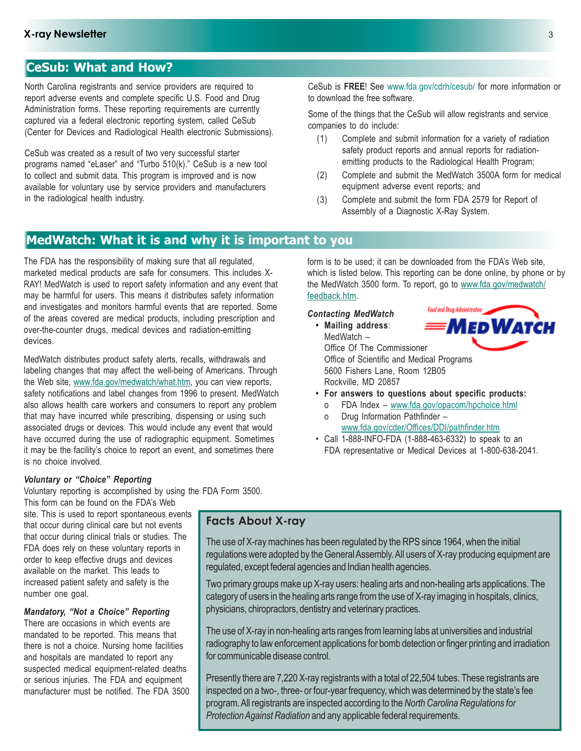## CeSub: What and How?

North Carolina registrants and service providers are required to report adverse events and complete specific U.S. Food and Drug Administration forms. These reporting requirements are currently captured via a federal electronic reporting system, called CeSub (Center for Devices and Radiological Health electronic Submissions).

CeSub was created as a result of two very successful starter programs named "eLaser" and "Turbo 510(k)." CeSub is a new tool to collect and submit data. This program is improved and is now available for voluntary use by service providers and manufacturers in the radiological health industry.

CeSub is **FREE**! See www.fda.gov/cdrh/cesub/ for more information or to download the free software.

Some of the things that the CeSub will allow registrants and service companies to do include:

(1) Complete and submit information for a variety of radiation safety product reports and annual reports for radiation-emitting products to the Radiological Health Program;

(2) Complete and submit the MedWatch 3500A form for medical equipment adverse event reports; and

(3) Complete and submit the form FDA 2579 for Report of Assembly of a Diagnostic X-Ray System.

## MedWatch: What it is and why it is important to you

The FDA has the responsibility of making sure that all regulated, marketed medical products are safe for consumers. This includes X-RAY! MedWatch is used to report safety information and any event that may be harmful for users. This means it distributes safety information and investigates and monitors harmful events that are reported. Some of the areas covered are medical products, including prescription and over-the-counter drugs, medical devices and radiation-emitting devices.

MedWatch distributes product safety alerts, recalls, withdrawals and labeling changes that may affect the well-being of Americans. Through the Web site, www.fda.gov/medwatch/what.htm, you can view reports, safety notifications and label changes from 1996 to present. MedWatch also allows health care workers and consumers to report any problem that may have incurred while prescribing, dispensing or using such associated drugs or devices. This would include any event that would have occurred during the use of radiographic equipment. Sometimes it may be the facility's choice to report an event, and sometimes there is no choice involved.

***Voluntary or "Choice" Reporting***

Voluntary reporting is accomplished by using the FDA Form 3500. This form can be found on the FDA's Web site. This is used to report spontaneous events that occur during clinical care but not events that occur during clinical trials or studies. The FDA does rely on these voluntary reports in order to keep effective drugs and devices available on the market. This leads to increased patient safety and safety is the number one goal.

***Mandatory, "Not a Choice" Reporting***

There are occasions in which events are mandated to be reported. This means that there is not a choice. Nursing home facilities and hospitals are mandated to report any suspected medical equipment-related deaths or serious injuries. The FDA and equipment manufacturer must be notified. The FDA 3500 form is to be used; it can be downloaded from the FDA's Web site, which is listed below. This reporting can be done online, by phone or by the MedWatch 3500 form. To report, go to www.fda.gov/medwatch/feedback.htm.

***Contacting MedWatch***

- **Mailing address**:
  MedWatch –
  Office Of The Commissioner
  Office of Scientific and Medical Programs
  5600 Fishers Lane, Room 12B05
  Rockville, MD 20857
- **For answers to questions about specific products:**
  - FDA Index – www.fda.gov/opacom/hpchoice.html
  - Drug Information Pathfinder – www.fda.gov/cder/Offices/DDI/pathfinder.htm
- Call 1-888-INFO-FDA (1-888-463-6332) to speak to an FDA representative or Medical Devices at 1-800-638-2041.

### Facts About X-ray

The use of X-ray machines has been regulated by the RPS since 1964, when the initial regulations were adopted by the General Assembly. All users of X-ray producing equipment are regulated, except federal agencies and Indian health agencies.

Two primary groups make up X-ray users: healing arts and non-healing arts applications. The category of users in the healing arts range from the use of X-ray imaging in hospitals, clinics, physicians, chiropractors, dentistry and veterinary practices.

The use of X-ray in non-healing arts ranges from learning labs at universities and industrial radiography to law enforcement applications for bomb detection or finger printing and irradiation for communicable disease control.

Presently there are 7,220 X-ray registrants with a total of 22,504 tubes. These registrants are inspected on a two-, three- or four-year frequency, which was determined by the state's fee program. All registrants are inspected according to the *North Carolina Regulations for Protection Against Radiation* and any applicable federal requirements.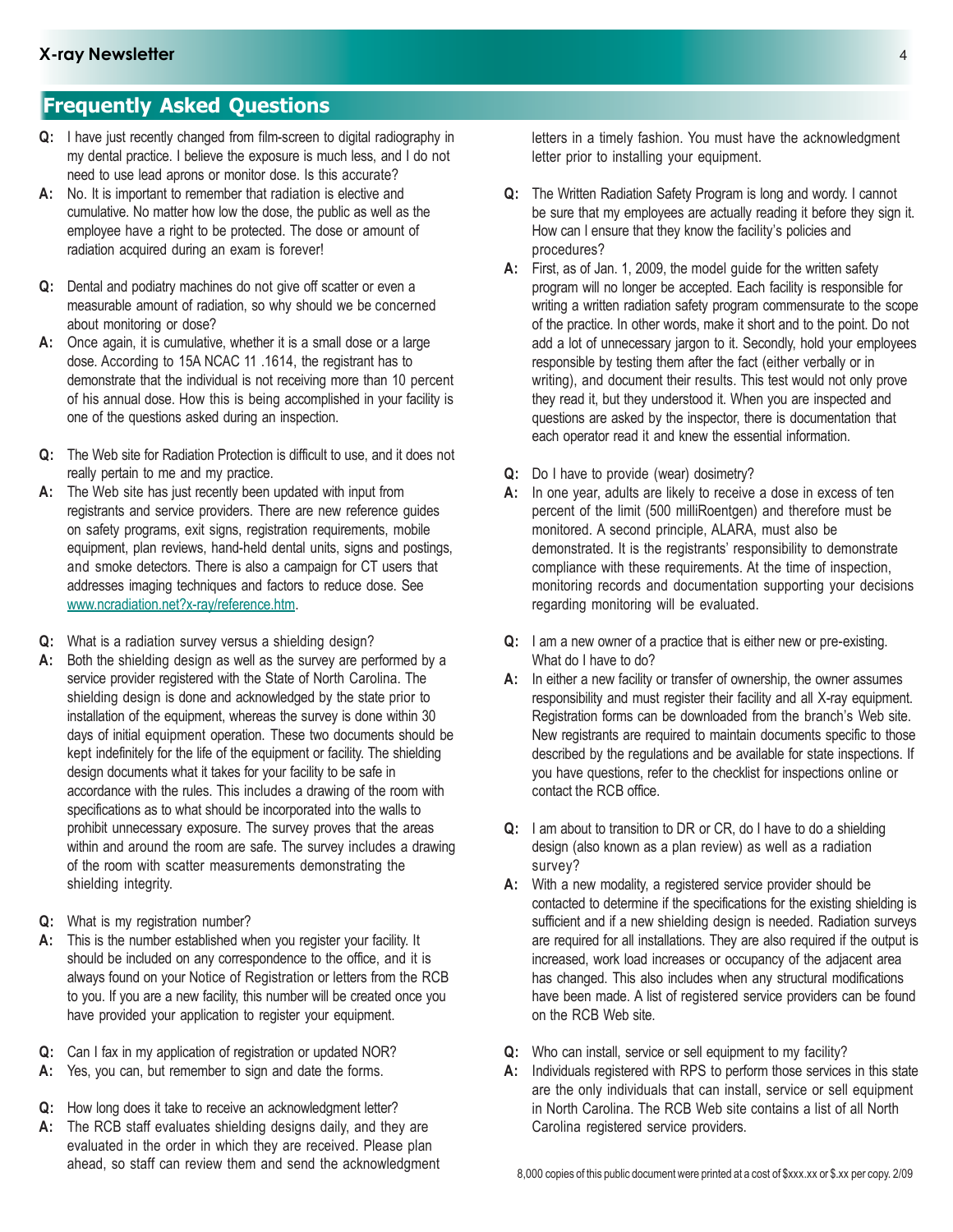## Frequently Asked Questions

**Q:** I have just recently changed from film-screen to digital radiography in my dental practice. I believe the exposure is much less, and I do not need to use lead aprons or monitor dose. Is this accurate?

**A:** No. It is important to remember that radiation is elective and cumulative. No matter how low the dose, the public as well as the employee have a right to be protected. The dose or amount of radiation acquired during an exam is forever!

**Q:** Dental and podiatry machines do not give off scatter or even a measurable amount of radiation, so why should we be concerned about monitoring or dose?

**A:** Once again, it is cumulative, whether it is a small dose or a large dose. According to 15A NCAC 11 .1614, the registrant has to demonstrate that the individual is not receiving more than 10 percent of his annual dose. How this is being accomplished in your facility is one of the questions asked during an inspection.

**Q:** The Web site for Radiation Protection is difficult to use, and it does not really pertain to me and my practice.

**A:** The Web site has just recently been updated with input from registrants and service providers. There are new reference guides on safety programs, exit signs, registration requirements, mobile equipment, plan reviews, hand-held dental units, signs and postings, and smoke detectors. There is also a campaign for CT users that addresses imaging techniques and factors to reduce dose. See www.ncradiation.net?x-ray/reference.htm.

**Q:** What is a radiation survey versus a shielding design?

**A:** Both the shielding design as well as the survey are performed by a service provider registered with the State of North Carolina. The shielding design is done and acknowledged by the state prior to installation of the equipment, whereas the survey is done within 30 days of initial equipment operation. These two documents should be kept indefinitely for the life of the equipment or facility. The shielding design documents what it takes for your facility to be safe in accordance with the rules. This includes a drawing of the room with specifications as to what should be incorporated into the walls to prohibit unnecessary exposure. The survey proves that the areas within and around the room are safe. The survey includes a drawing of the room with scatter measurements demonstrating the shielding integrity.

**Q:** What is my registration number?

**A:** This is the number established when you register your facility. It should be included on any correspondence to the office, and it is always found on your Notice of Registration or letters from the RCB to you. If you are a new facility, this number will be created once you have provided your application to register your equipment.

**Q:** Can I fax in my application of registration or updated NOR?

**A:** Yes, you can, but remember to sign and date the forms.

**Q:** How long does it take to receive an acknowledgment letter?

**A:** The RCB staff evaluates shielding designs daily, and they are evaluated in the order in which they are received. Please plan ahead, so staff can review them and send the acknowledgment letters in a timely fashion. You must have the acknowledgment letter prior to installing your equipment.

**Q:** The Written Radiation Safety Program is long and wordy. I cannot be sure that my employees are actually reading it before they sign it. How can I ensure that they know the facility's policies and procedures?

**A:** First, as of Jan. 1, 2009, the model guide for the written safety program will no longer be accepted. Each facility is responsible for writing a written radiation safety program commensurate to the scope of the practice. In other words, make it short and to the point. Do not add a lot of unnecessary jargon to it. Secondly, hold your employees responsible by testing them after the fact (either verbally or in writing), and document their results. This test would not only prove they read it, but they understood it. When you are inspected and questions are asked by the inspector, there is documentation that each operator read it and knew the essential information.

**Q:** Do I have to provide (wear) dosimetry?

**A:** In one year, adults are likely to receive a dose in excess of ten percent of the limit (500 milliRoentgen) and therefore must be monitored. A second principle, ALARA, must also be demonstrated. It is the registrants' responsibility to demonstrate compliance with these requirements. At the time of inspection, monitoring records and documentation supporting your decisions regarding monitoring will be evaluated.

**Q:** I am a new owner of a practice that is either new or pre-existing. What do I have to do?

**A:** In either a new facility or transfer of ownership, the owner assumes responsibility and must register their facility and all X-ray equipment. Registration forms can be downloaded from the branch's Web site. New registrants are required to maintain documents specific to those described by the regulations and be available for state inspections. If you have questions, refer to the checklist for inspections online or contact the RCB office.

**Q:** I am about to transition to DR or CR, do I have to do a shielding design (also known as a plan review) as well as a radiation survey?

**A:** With a new modality, a registered service provider should be contacted to determine if the specifications for the existing shielding is sufficient and if a new shielding design is needed. Radiation surveys are required for all installations. They are also required if the output is increased, work load increases or occupancy of the adjacent area has changed. This also includes when any structural modifications have been made. A list of registered service providers can be found on the RCB Web site.

**Q:** Who can install, service or sell equipment to my facility?

**A:** Individuals registered with RPS to perform those services in this state are the only individuals that can install, service or sell equipment in North Carolina. The RCB Web site contains a list of all North Carolina registered service providers.

8,000 copies of this public document were printed at a cost of $xxx.xx or $.xx per copy. 2/09